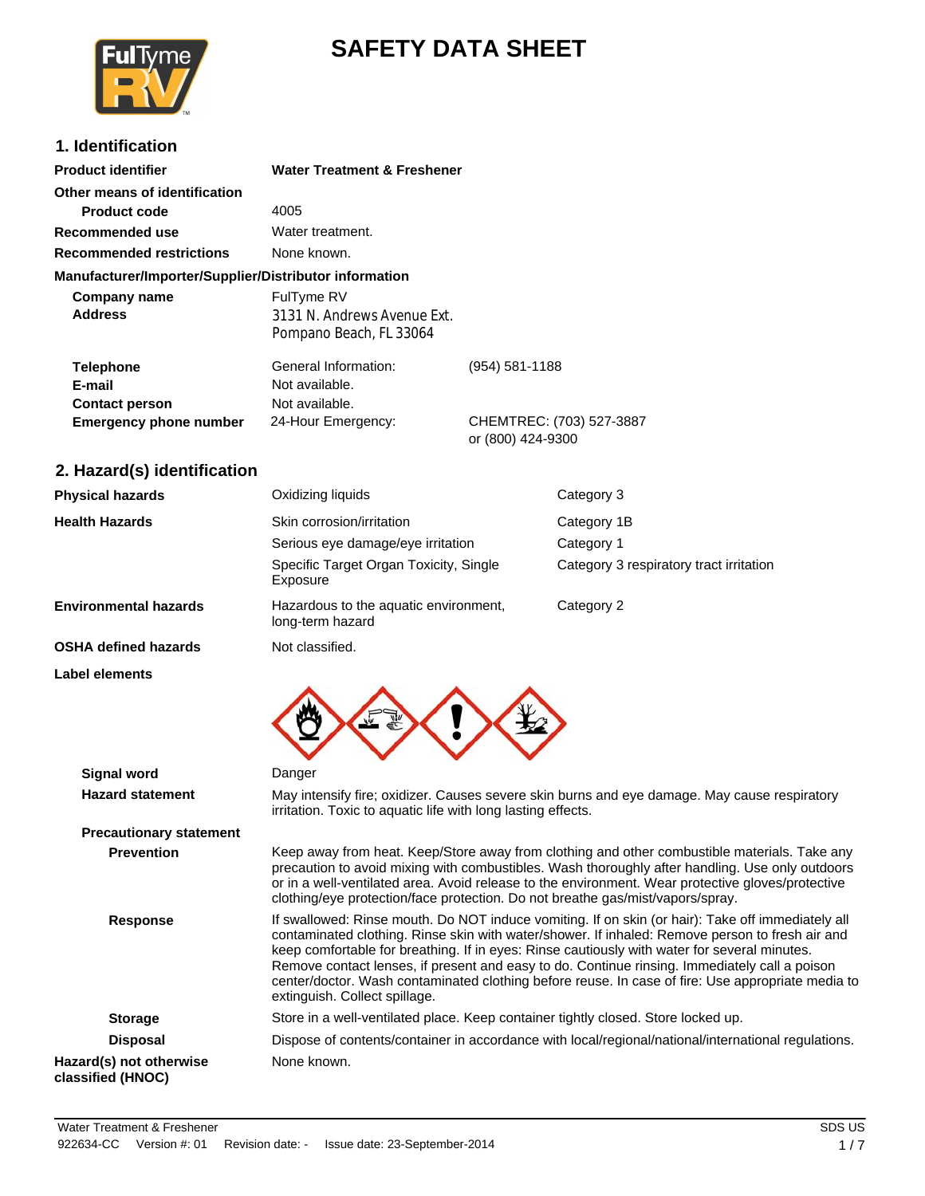# SAFETY DATA SHEET

## 1. Identification

| | | |
|---|---|---|
| **Product identifier** | **Water Treatment & Freshener** | |
| **Other means of identification** | | |
| **Product code** | 4005 | |
| **Recommended use** | Water treatment. | |
| **Recommended restrictions** | None known. | |

**Manufacturer/Importer/Supplier/Distributor information**

| | | |
|---|---|---|
| **Company name** | FulTyme RV | |
| **Address** | 3131 N. Andrews Avenue Ext.<br>Pompano Beach, FL 33064 | |
| **Telephone** | General Information: | (954) 581-1188 |
| **E-mail** | Not available. | |
| **Contact person** | Not available. | |
| **Emergency phone number** | 24-Hour Emergency: | CHEMTREC: (703) 527-3887<br>or (800) 424-9300 |

## 2. Hazard(s) identification

| | | |
|---|---|---|
| **Physical hazards** | Oxidizing liquids | Category 3 |
| **Health Hazards** | Skin corrosion/irritation | Category 1B |
| | Serious eye damage/eye irritation | Category 1 |
| | Specific Target Organ Toxicity, Single Exposure | Category 3 respiratory tract irritation |
| **Environmental hazards** | Hazardous to the aquatic environment, long-term hazard | Category 2 |
| **OSHA defined hazards** | Not classified. | |

**Label elements**

**Signal word** Danger

**Hazard statement** May intensify fire; oxidizer. Causes severe skin burns and eye damage. May cause respiratory irritation. Toxic to aquatic life with long lasting effects.

**Precautionary statement**

**Prevention** Keep away from heat. Keep/Store away from clothing and other combustible materials. Take any precaution to avoid mixing with combustibles. Wash thoroughly after handling. Use only outdoors or in a well-ventilated area. Avoid release to the environment. Wear protective gloves/protective clothing/eye protection/face protection. Do not breathe gas/mist/vapors/spray.

**Response** If swallowed: Rinse mouth. Do NOT induce vomiting. If on skin (or hair): Take off immediately all contaminated clothing. Rinse skin with water/shower. If inhaled: Remove person to fresh air and keep comfortable for breathing. If in eyes: Rinse cautiously with water for several minutes. Remove contact lenses, if present and easy to do. Continue rinsing. Immediately call a poison center/doctor. Wash contaminated clothing before reuse. In case of fire: Use appropriate media to extinguish. Collect spillage.

**Storage** Store in a well-ventilated place. Keep container tightly closed. Store locked up.

**Disposal** Dispose of contents/container in accordance with local/regional/national/international regulations.

**Hazard(s) not otherwise classified (HNOC)** None known.

Water Treatment & Freshener
922634-CC Version #: 01 Revision date: - Issue date: 23-September-2014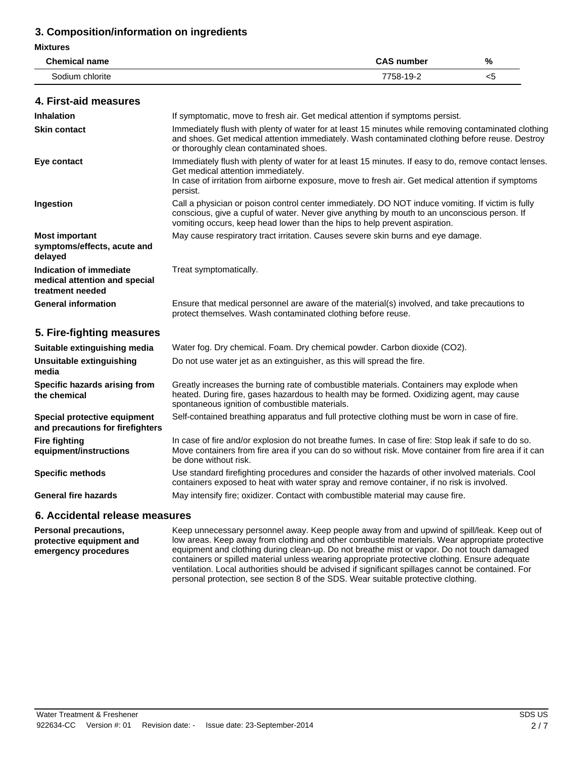## 3. Composition/information on ingredients

**Mixtures**

| Chemical name | CAS number | % |
|---|---|---|
| Sodium chlorite | 7758-19-2 | <5 |

## 4. First-aid measures

**Inhalation**
If symptomatic, move to fresh air. Get medical attention if symptoms persist.

**Skin contact**
Immediately flush with plenty of water for at least 15 minutes while removing contaminated clothing and shoes. Get medical attention immediately. Wash contaminated clothing before reuse. Destroy or thoroughly clean contaminated shoes.

**Eye contact**
Immediately flush with plenty of water for at least 15 minutes. If easy to do, remove contact lenses. Get medical attention immediately.
In case of irritation from airborne exposure, move to fresh air. Get medical attention if symptoms persist.

**Ingestion**
Call a physician or poison control center immediately. DO NOT induce vomiting. If victim is fully conscious, give a cupful of water. Never give anything by mouth to an unconscious person. If vomiting occurs, keep head lower than the hips to help prevent aspiration.

**Most important symptoms/effects, acute and delayed**
May cause respiratory tract irritation. Causes severe skin burns and eye damage.

**Indication of immediate medical attention and special treatment needed**
Treat symptomatically.

**General information**
Ensure that medical personnel are aware of the material(s) involved, and take precautions to protect themselves. Wash contaminated clothing before reuse.

## 5. Fire-fighting measures

**Suitable extinguishing media**
Water fog. Dry chemical. Foam. Dry chemical powder. Carbon dioxide ($CO_2$).

**Unsuitable extinguishing media**
Do not use water jet as an extinguisher, as this will spread the fire.

**Specific hazards arising from the chemical**
Greatly increases the burning rate of combustible materials. Containers may explode when heated. During fire, gases hazardous to health may be formed. Oxidizing agent, may cause spontaneous ignition of combustible materials.

**Special protective equipment and precautions for firefighters**
Self-contained breathing apparatus and full protective clothing must be worn in case of fire.

**Fire fighting equipment/instructions**
In case of fire and/or explosion do not breathe fumes. In case of fire: Stop leak if safe to do so. Move containers from fire area if you can do so without risk. Move container from fire area if it can be done without risk.

**Specific methods**
Use standard firefighting procedures and consider the hazards of other involved materials. Cool containers exposed to heat with water spray and remove container, if no risk is involved.

**General fire hazards**
May intensify fire; oxidizer. Contact with combustible material may cause fire.

## 6. Accidental release measures

**Personal precautions, protective equipment and emergency procedures**
Keep unnecessary personnel away. Keep people away from and upwind of spill/leak. Keep out of low areas. Keep away from clothing and other combustible materials. Wear appropriate protective equipment and clothing during clean-up. Do not breathe mist or vapor. Do not touch damaged containers or spilled material unless wearing appropriate protective clothing. Ensure adequate ventilation. Local authorities should be advised if significant spillages cannot be contained. For personal protection, see section 8 of the SDS. Wear suitable protective clothing.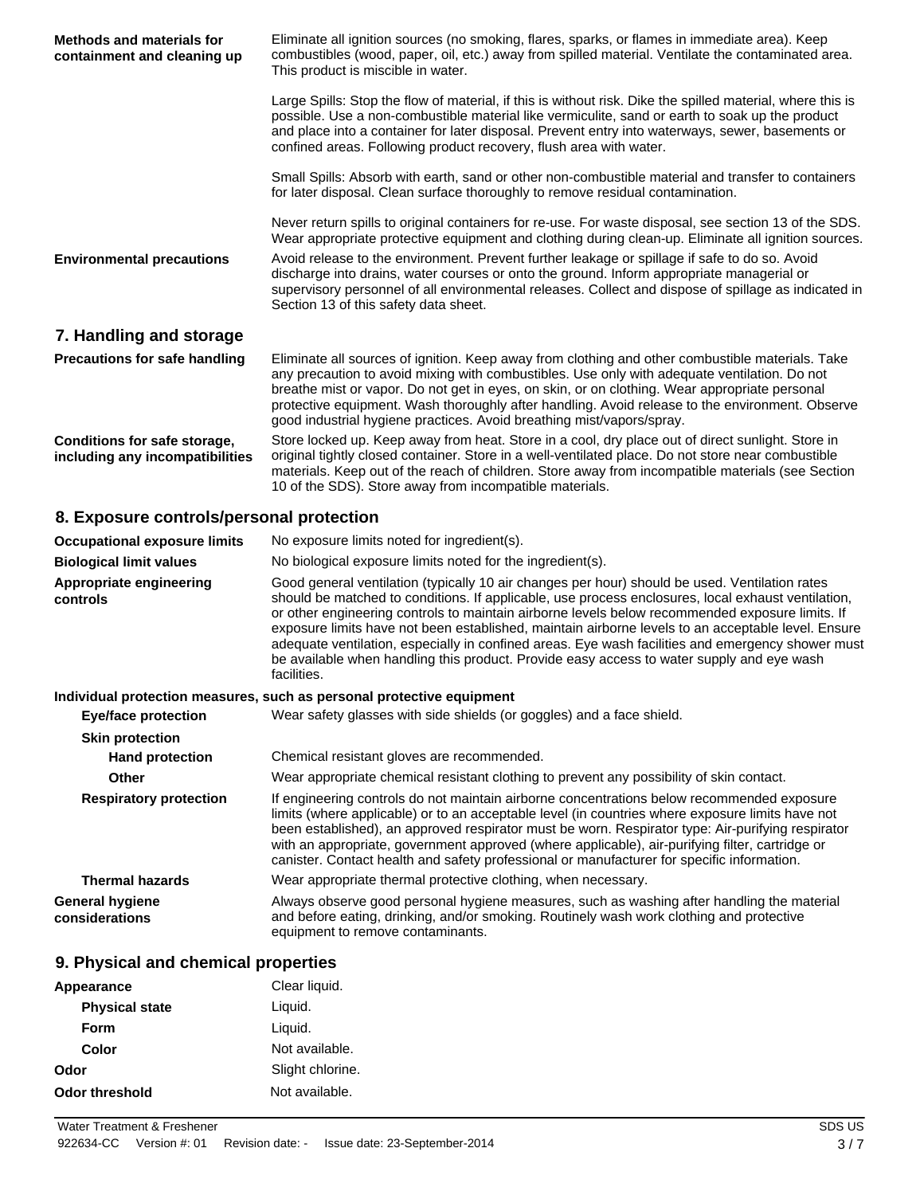**Methods and materials for containment and cleaning up**

Eliminate all ignition sources (no smoking, flares, sparks, or flames in immediate area). Keep combustibles (wood, paper, oil, etc.) away from spilled material. Ventilate the contaminated area. This product is miscible in water.

Large Spills: Stop the flow of material, if this is without risk. Dike the spilled material, where this is possible. Use a non-combustible material like vermiculite, sand or earth to soak up the product and place into a container for later disposal. Prevent entry into waterways, sewer, basements or confined areas. Following product recovery, flush area with water.

Small Spills: Absorb with earth, sand or other non-combustible material and transfer to containers for later disposal. Clean surface thoroughly to remove residual contamination.

Never return spills to original containers for re-use. For waste disposal, see section 13 of the SDS. Wear appropriate protective equipment and clothing during clean-up. Eliminate all ignition sources.

**Environmental precautions**

Avoid release to the environment. Prevent further leakage or spillage if safe to do so. Avoid discharge into drains, water courses or onto the ground. Inform appropriate managerial or supervisory personnel of all environmental releases. Collect and dispose of spillage as indicated in Section 13 of this safety data sheet.

## 7. Handling and storage

**Precautions for safe handling**

Eliminate all sources of ignition. Keep away from clothing and other combustible materials. Take any precaution to avoid mixing with combustibles. Use only with adequate ventilation. Do not breathe mist or vapor. Do not get in eyes, on skin, or on clothing. Wear appropriate personal protective equipment. Wash thoroughly after handling. Avoid release to the environment. Observe good industrial hygiene practices. Avoid breathing mist/vapors/spray.

**Conditions for safe storage, including any incompatibilities**

Store locked up. Keep away from heat. Store in a cool, dry place out of direct sunlight. Store in original tightly closed container. Store in a well-ventilated place. Do not store near combustible materials. Keep out of the reach of children. Store away from incompatible materials (see Section 10 of the SDS). Store away from incompatible materials.

## 8. Exposure controls/personal protection

**Occupational exposure limits**

No exposure limits noted for ingredient(s).

**Biological limit values**

No biological exposure limits noted for the ingredient(s).

**Appropriate engineering controls**

Good general ventilation (typically 10 air changes per hour) should be used. Ventilation rates should be matched to conditions. If applicable, use process enclosures, local exhaust ventilation, or other engineering controls to maintain airborne levels below recommended exposure limits. If exposure limits have not been established, maintain airborne levels to an acceptable level. Ensure adequate ventilation, especially in confined areas. Eye wash facilities and emergency shower must be available when handling this product. Provide easy access to water supply and eye wash facilities.

**Individual protection measures, such as personal protective equipment**

**Eye/face protection**

Wear safety glasses with side shields (or goggles) and a face shield.

**Skin protection**

**Hand protection**

Chemical resistant gloves are recommended.

**Other**

Wear appropriate chemical resistant clothing to prevent any possibility of skin contact.

**Respiratory protection**

If engineering controls do not maintain airborne concentrations below recommended exposure limits (where applicable) or to an acceptable level (in countries where exposure limits have not been established), an approved respirator must be worn. Respirator type: Air-purifying respirator with an appropriate, government approved (where applicable), air-purifying filter, cartridge or canister. Contact health and safety professional or manufacturer for specific information.

**Thermal hazards**

Wear appropriate thermal protective clothing, when necessary.

**General hygiene considerations**

Always observe good personal hygiene measures, such as washing after handling the material and before eating, drinking, and/or smoking. Routinely wash work clothing and protective equipment to remove contaminants.

## 9. Physical and chemical properties

| | |
|---|---|
| **Appearance** | Clear liquid. |
| **Physical state** | Liquid. |
| **Form** | Liquid. |
| **Color** | Not available. |
| **Odor** | Slight chlorine. |
| **Odor threshold** | Not available. |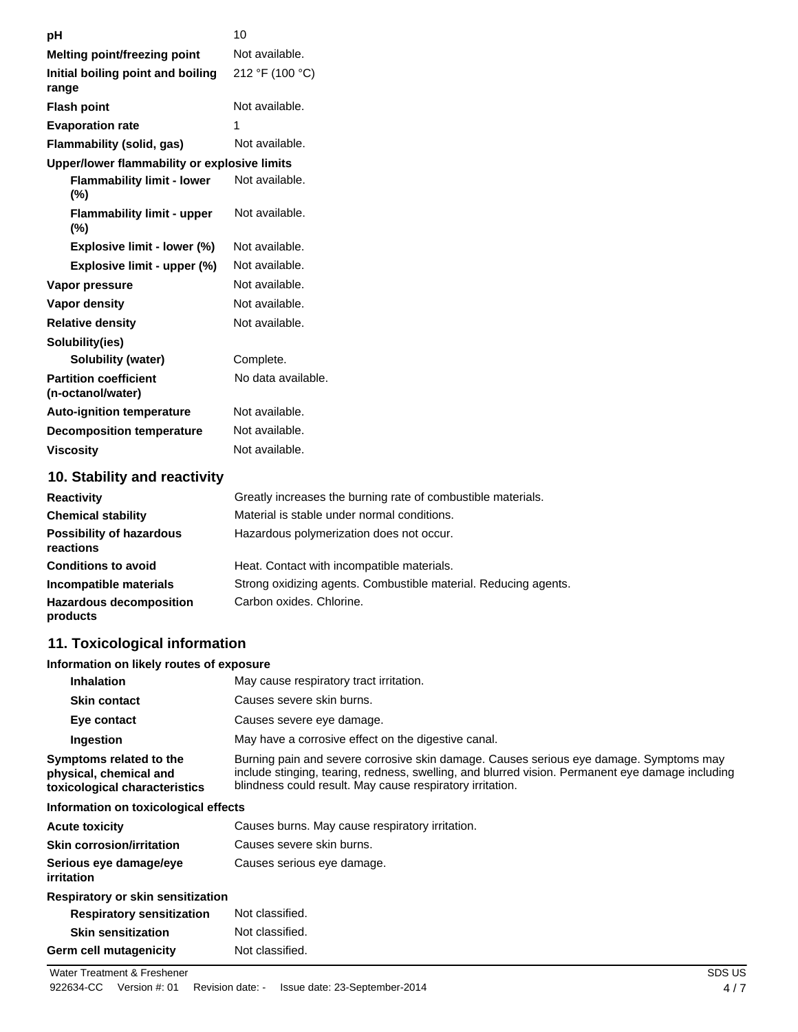| | |
|---|---|
| **pH** | 10 |
| **Melting point/freezing point** | Not available. |
| **Initial boiling point and boiling range** | 212 °F (100 °C) |
| **Flash point** | Not available. |
| **Evaporation rate** | 1 |
| **Flammability (solid, gas)** | Not available. |
| **Upper/lower flammability or explosive limits** | |
| **Flammability limit - lower (%)** | Not available. |
| **Flammability limit - upper (%)** | Not available. |
| **Explosive limit - lower (%)** | Not available. |
| **Explosive limit - upper (%)** | Not available. |
| **Vapor pressure** | Not available. |
| **Vapor density** | Not available. |
| **Relative density** | Not available. |
| **Solubility(ies)** | |
| **Solubility (water)** | Complete. |
| **Partition coefficient (n-octanol/water)** | No data available. |
| **Auto-ignition temperature** | Not available. |
| **Decomposition temperature** | Not available. |
| **Viscosity** | Not available. |

## 10. Stability and reactivity

| | |
|---|---|
| **Reactivity** | Greatly increases the burning rate of combustible materials. |
| **Chemical stability** | Material is stable under normal conditions. |
| **Possibility of hazardous reactions** | Hazardous polymerization does not occur. |
| **Conditions to avoid** | Heat. Contact with incompatible materials. |
| **Incompatible materials** | Strong oxidizing agents. Combustible material. Reducing agents. |
| **Hazardous decomposition products** | Carbon oxides. Chlorine. |

## 11. Toxicological information

**Information on likely routes of exposure**

| | |
|---|---|
| **Inhalation** | May cause respiratory tract irritation. |
| **Skin contact** | Causes severe skin burns. |
| **Eye contact** | Causes severe eye damage. |
| **Ingestion** | May have a corrosive effect on the digestive canal. |
| **Symptoms related to the physical, chemical and toxicological characteristics** | Burning pain and severe corrosive skin damage. Causes serious eye damage. Symptoms may include stinging, tearing, redness, swelling, and blurred vision. Permanent eye damage including blindness could result. May cause respiratory irritation. |

**Information on toxicological effects**

| | |
|---|---|
| **Acute toxicity** | Causes burns. May cause respiratory irritation. |
| **Skin corrosion/irritation** | Causes severe skin burns. |
| **Serious eye damage/eye irritation** | Causes serious eye damage. |
| **Respiratory or skin sensitization** | |
| **Respiratory sensitization** | Not classified. |
| **Skin sensitization** | Not classified. |
| **Germ cell mutagenicity** | Not classified. |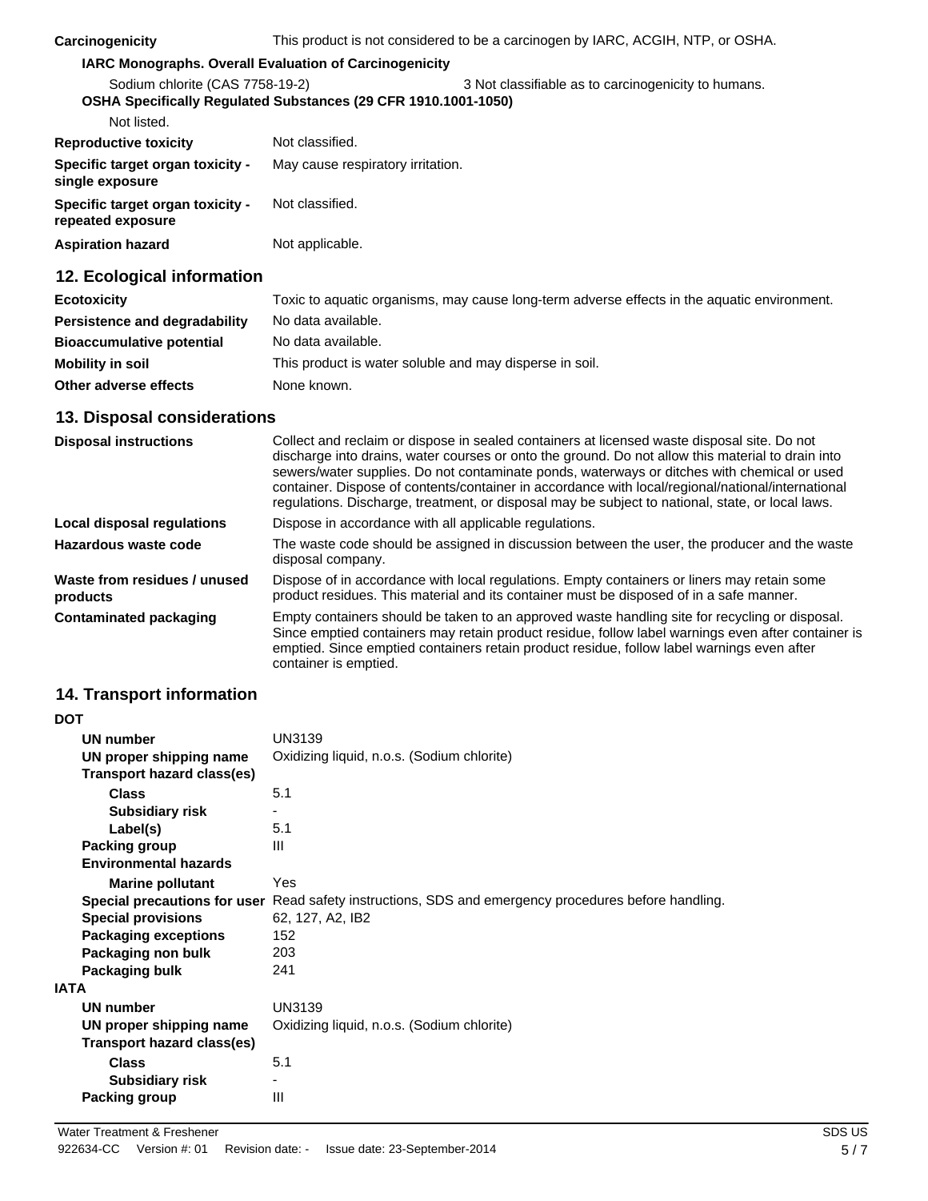**Carcinogenicity** This product is not considered to be a carcinogen by IARC, ACGIH, NTP, or OSHA.

**IARC Monographs. Overall Evaluation of Carcinogenicity**

Sodium chlorite (CAS 7758-19-2) 3 Not classifiable as to carcinogenicity to humans.

**OSHA Specifically Regulated Substances (29 CFR 1910.1001-1050)**

Not listed.

| | |
|---|---|
| **Reproductive toxicity** | Not classified. |
| **Specific target organ toxicity - single exposure** | May cause respiratory irritation. |
| **Specific target organ toxicity - repeated exposure** | Not classified. |
| **Aspiration hazard** | Not applicable. |

## 12. Ecological information

| | |
|---|---|
| **Ecotoxicity** | Toxic to aquatic organisms, may cause long-term adverse effects in the aquatic environment. |
| **Persistence and degradability** | No data available. |
| **Bioaccumulative potential** | No data available. |
| **Mobility in soil** | This product is water soluble and may disperse in soil. |
| **Other adverse effects** | None known. |

## 13. Disposal considerations

| | |
|---|---|
| **Disposal instructions** | Collect and reclaim or dispose in sealed containers at licensed waste disposal site. Do not discharge into drains, water courses or onto the ground. Do not allow this material to drain into sewers/water supplies. Do not contaminate ponds, waterways or ditches with chemical or used container. Dispose of contents/container in accordance with local/regional/national/international regulations. Discharge, treatment, or disposal may be subject to national, state, or local laws. |
| **Local disposal regulations** | Dispose in accordance with all applicable regulations. |
| **Hazardous waste code** | The waste code should be assigned in discussion between the user, the producer and the waste disposal company. |
| **Waste from residues / unused products** | Dispose of in accordance with local regulations. Empty containers or liners may retain some product residues. This material and its container must be disposed of in a safe manner. |
| **Contaminated packaging** | Empty containers should be taken to an approved waste handling site for recycling or disposal. Since emptied containers may retain product residue, follow label warnings even after container is emptied. Since emptied containers retain product residue, follow label warnings even after container is emptied. |

## 14. Transport information

**DOT**

| | |
|---|---|
| **UN number** | UN3139 |
| **UN proper shipping name** | Oxidizing liquid, n.o.s. (Sodium chlorite) |
| **Transport hazard class(es)** | |
| **Class** | 5.1 |
| **Subsidiary risk** | - |
| **Label(s)** | 5.1 |
| **Packing group** | III |
| **Environmental hazards** | |
| **Marine pollutant** | Yes |
| **Special precautions for user** | Read safety instructions, SDS and emergency procedures before handling. |
| **Special provisions** | 62, 127, A2, IB2 |
| **Packaging exceptions** | 152 |
| **Packaging non bulk** | 203 |
| **Packaging bulk** | 241 |

**IATA**

| | |
|---|---|
| **UN number** | UN3139 |
| **UN proper shipping name** | Oxidizing liquid, n.o.s. (Sodium chlorite) |
| **Transport hazard class(es)** | |
| **Class** | 5.1 |
| **Subsidiary risk** | - |
| **Packing group** | III |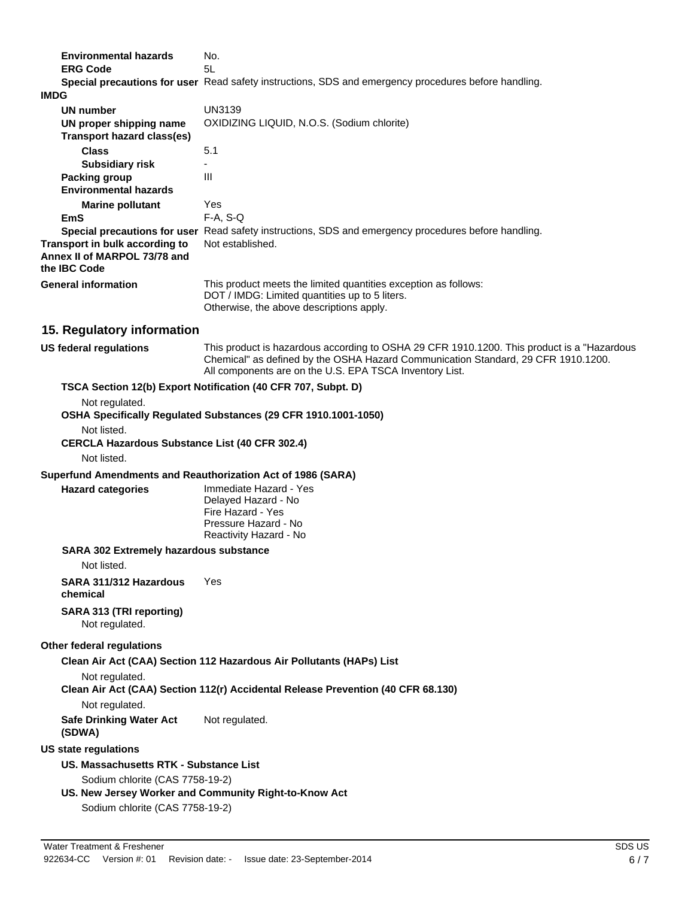| | |
|---|---|
| **Environmental hazards** | No. |
| **ERG Code** | 5L |
| **Special precautions for user** | Read safety instructions, SDS and emergency procedures before handling. |

**IMDG**

| | |
|---|---|
| **UN number** | UN3139 |
| **UN proper shipping name** | OXIDIZING LIQUID, N.O.S. (Sodium chlorite) |
| **Transport hazard class(es)** | |
| **Class** | 5.1 |
| **Subsidiary risk** | - |
| **Packing group** | III |
| **Environmental hazards** | |
| **Marine pollutant** | Yes |
| **EmS** | F-A, S-Q |
| **Special precautions for user** | Read safety instructions, SDS and emergency procedures before handling. |

| | |
|---|---|
| **Transport in bulk according to Annex II of MARPOL 73/78 and the IBC Code** | Not established. |
| **General information** | This product meets the limited quantities exception as follows:<br>DOT / IMDG: Limited quantities up to 5 liters.<br>Otherwise, the above descriptions apply. |

## 15. Regulatory information

**US federal regulations**

This product is hazardous according to OSHA 29 CFR 1910.1200. This product is a "Hazardous Chemical" as defined by the OSHA Hazard Communication Standard, 29 CFR 1910.1200. All components are on the U.S. EPA TSCA Inventory List.

**TSCA Section 12(b) Export Notification (40 CFR 707, Subpt. D)**

Not regulated.

**OSHA Specifically Regulated Substances (29 CFR 1910.1001-1050)**

Not listed.

**CERCLA Hazardous Substance List (40 CFR 302.4)**

Not listed.

**Superfund Amendments and Reauthorization Act of 1986 (SARA)**

**Hazard categories**

Immediate Hazard - Yes
Delayed Hazard - No
Fire Hazard - Yes
Pressure Hazard - No
Reactivity Hazard - No

**SARA 302 Extremely hazardous substance**

Not listed.

**SARA 311/312 Hazardous chemical** Yes

**SARA 313 (TRI reporting)**

Not regulated.

**Other federal regulations**

**Clean Air Act (CAA) Section 112 Hazardous Air Pollutants (HAPs) List**

Not regulated.

**Clean Air Act (CAA) Section 112(r) Accidental Release Prevention (40 CFR 68.130)**

Not regulated.

**Safe Drinking Water Act (SDWA)** Not regulated.

**US state regulations**

**US. Massachusetts RTK - Substance List**

Sodium chlorite (CAS 7758-19-2)

**US. New Jersey Worker and Community Right-to-Know Act**

Sodium chlorite (CAS 7758-19-2)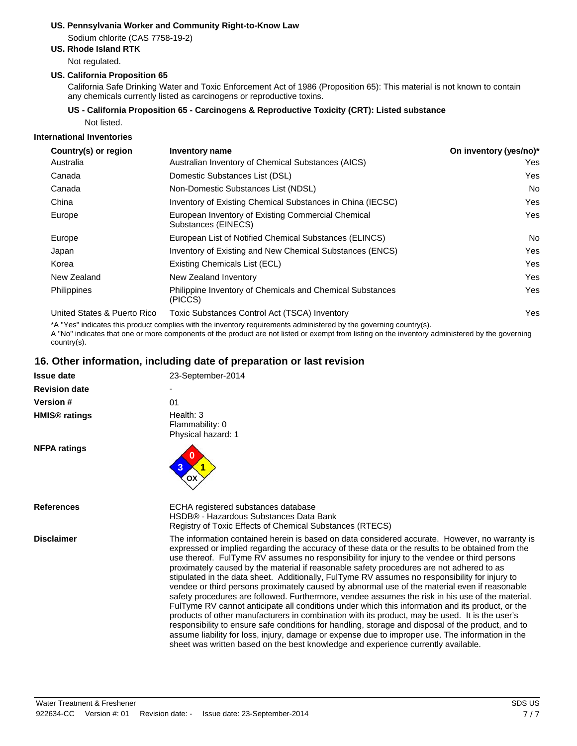**US. Pennsylvania Worker and Community Right-to-Know Law**

Sodium chlorite (CAS 7758-19-2)

**US. Rhode Island RTK**

Not regulated.

**US. California Proposition 65**

California Safe Drinking Water and Toxic Enforcement Act of 1986 (Proposition 65): This material is not known to contain any chemicals currently listed as carcinogens or reproductive toxins.

**US - California Proposition 65 - Carcinogens & Reproductive Toxicity (CRT): Listed substance**

Not listed.

**International Inventories**

| Country(s) or region | Inventory name | On inventory (yes/no)* |
|---|---|---|
| Australia | Australian Inventory of Chemical Substances (AICS) | Yes |
| Canada | Domestic Substances List (DSL) | Yes |
| Canada | Non-Domestic Substances List (NDSL) | No |
| China | Inventory of Existing Chemical Substances in China (IECSC) | Yes |
| Europe | European Inventory of Existing Commercial Chemical Substances (EINECS) | Yes |
| Europe | European List of Notified Chemical Substances (ELINCS) | No |
| Japan | Inventory of Existing and New Chemical Substances (ENCS) | Yes |
| Korea | Existing Chemicals List (ECL) | Yes |
| New Zealand | New Zealand Inventory | Yes |
| Philippines | Philippine Inventory of Chemicals and Chemical Substances (PICCS) | Yes |
| United States & Puerto Rico | Toxic Substances Control Act (TSCA) Inventory | Yes |

*A "Yes" indicates this product complies with the inventory requirements administered by the governing country(s).
A "No" indicates that one or more components of the product are not listed or exempt from listing on the inventory administered by the governing country(s).

## 16. Other information, including date of preparation or last revision

**Issue date** 23-September-2014

**Revision date** -

**Version #** 01

**HMIS® ratings** Health: 3
Flammability: 0
Physical hazard: 1

**NFPA ratings**

0
3 1
OX

**References** ECHA registered substances database
HSDB® - Hazardous Substances Data Bank
Registry of Toxic Effects of Chemical Substances (RTECS)

**Disclaimer** The information contained herein is based on data considered accurate. However, no warranty is expressed or implied regarding the accuracy of these data or the results to be obtained from the use thereof. FulTyme RV assumes no responsibility for injury to the vendee or third persons proximately caused by the material if reasonable safety procedures are not adhered to as stipulated in the data sheet. Additionally, FulTyme RV assumes no responsibility for injury to vendee or third persons proximately caused by abnormal use of the material even if reasonable safety procedures are followed. Furthermore, vendee assumes the risk in his use of the material. FulTyme RV cannot anticipate all conditions under which this information and its product, or the products of other manufacturers in combination with its product, may be used. It is the user's responsibility to ensure safe conditions for handling, storage and disposal of the product, and to assume liability for loss, injury, damage or expense due to improper use. The information in the sheet was written based on the best knowledge and experience currently available.